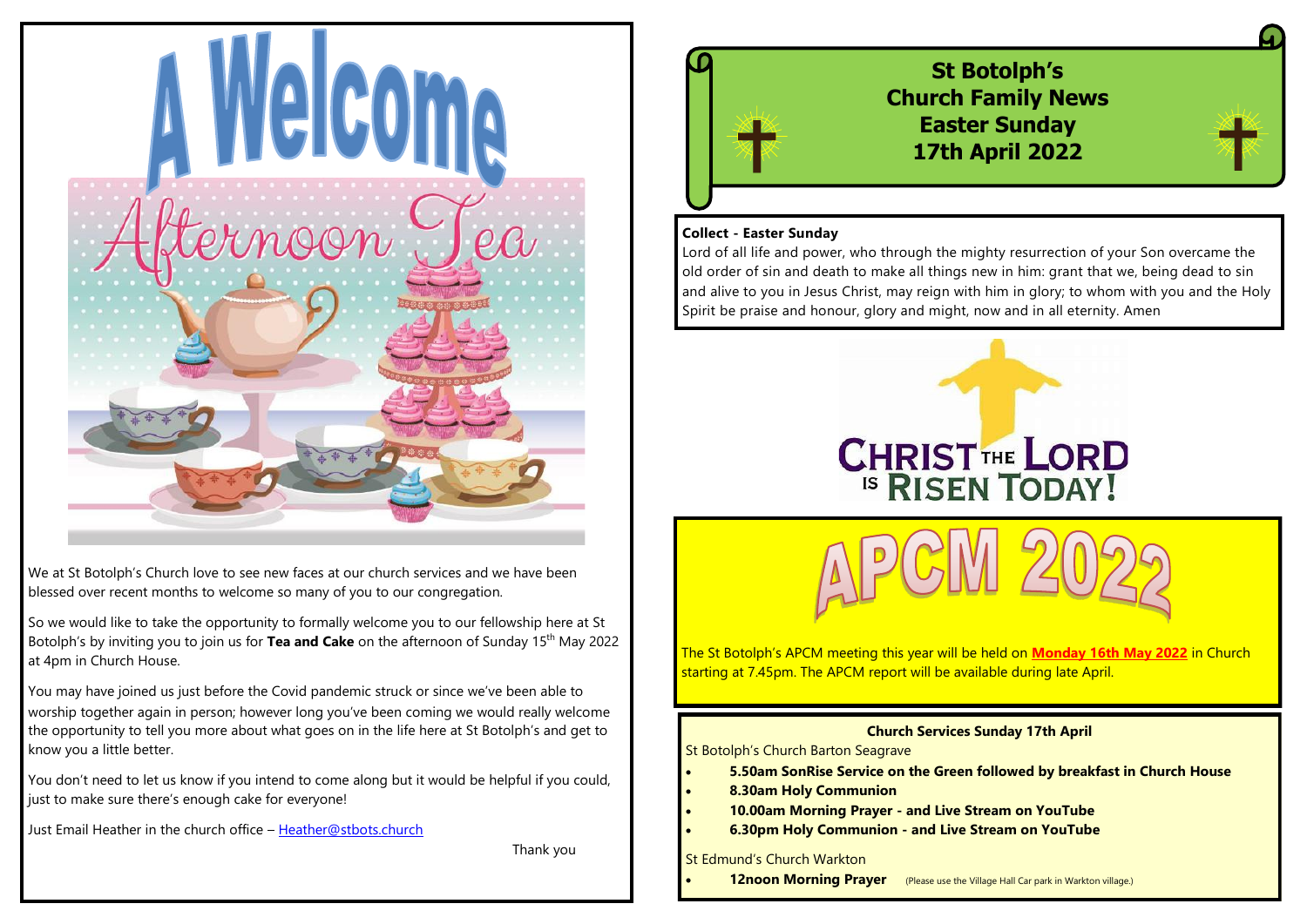# A Welcome

## Afternoon Tea

We at St Botolph's Church love to see new faces at our church services and we have been blessed over recent months to welcome so many of you to our congregation.

So we would like to take the opportunity to formally welcome you to our fellowship here at St Botolph's by inviting you to join us for **Tea and Cake** on the afternoon of Sunday 15th May 2022 at 4pm in Church House.

You may have joined us just before the Covid pandemic struck or since we've been able to worship together again in person; however long you've been coming we would really welcome the opportunity to tell you more about what goes on in the life here at St Botolph's and get to know you a little better.

You don't need to let us know if you intend to come along but it would be helpful if you could, just to make sure there's enough cake for everyone!

Just Email Heather in the church office – Heather@stbots.church

Thank you

# St Botolph's Church Family News Easter Sunday 17th April 2022

**Collect - Easter Sunday**

Lord of all life and power, who through the mighty resurrection of your Son overcame the old order of sin and death to make all things new in him: grant that we, being dead to sin and alive to you in Jesus Christ, may reign with him in glory; to whom with you and the Holy Spirit be praise and honour, glory and might, now and in all eternity. Amen

**CHRIST THE LORD IS RISEN TODAY!**

## APCM 2022

The St Botolph's APCM meeting this year will be held on **Monday 16th May 2022** in Church starting at 7.45pm. The APCM report will be available during late April.

**Church Services Sunday 17th April**

St Botolph's Church Barton Seagrave

- **5.50am SonRise Service on the Green followed by breakfast in Church House**
- **8.30am Holy Communion**
- **10.00am Morning Prayer - and Live Stream on YouTube**
- **6.30pm Holy Communion - and Live Stream on YouTube**

St Edmund's Church Warkton

- **12noon Morning Prayer** (Please use the Village Hall Car park in Warkton village.)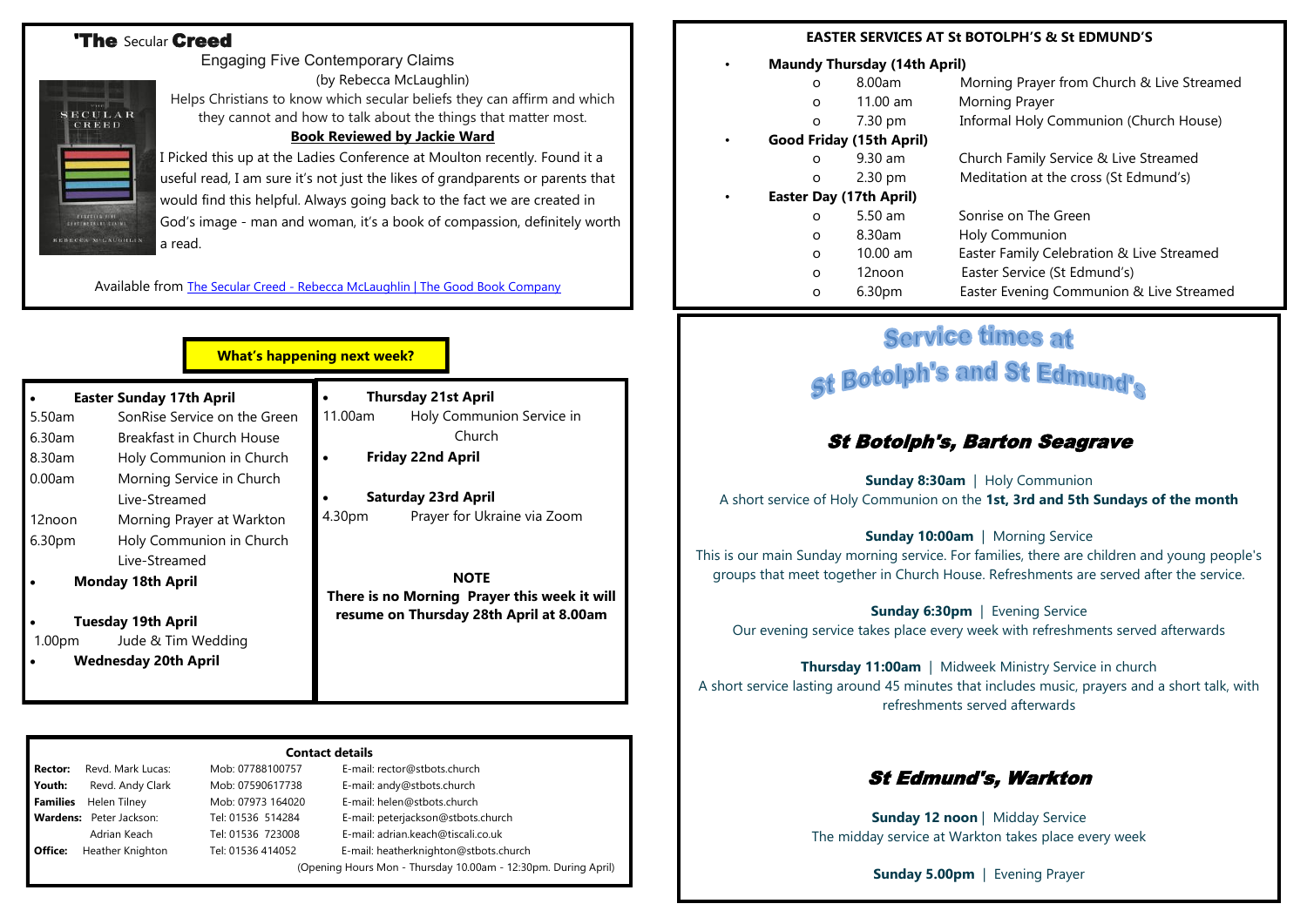## 'The Secular Creed

Engaging Five Contemporary Claims

(by Rebecca McLaughlin)

Helps Christians to know which secular beliefs they can affirm and which they cannot and how to talk about the things that matter most.

**Book Reviewed by Jackie Ward**

I Picked this up at the Ladies Conference at Moulton recently. Found it a useful read, I am sure it's not just the likes of grandparents or parents that would find this helpful. Always going back to the fact we are created in God's image - man and woman, it's a book of compassion, definitely worth a read.

Available from The Secular Creed - Rebecca McLaughlin | The Good Book Company

## What's happening next week?

- **Easter Sunday 17th April**

| | |
|---|---|
| 5.50am | SonRise Service on the Green |
| 6.30pm | Breakfast in Church House |
| 8.30am | Holy Communion in Church |
| 0.00am | Morning Service in Church Live-Streamed |
| 12noon | Morning Prayer at Warkton |
| 6.30pm | Holy Communion in Church Live-Streamed |

- **Monday 18th April**
- **Tuesday 19th April**

1.00pm Jude & Tim Wedding

- **Wednesday 20th April**
- **Thursday 21st April**

11.00am Holy Communion Service in Church

- **Friday 22nd April**
- **Saturday 23rd April**

4.30pm Prayer for Ukraine via Zoom

**NOTE**

**There is no Morning Prayer this week it will resume on Thursday 28th April at 8.00am**

## Contact details

| | | | |
|---|---|---|---|
| **Rector:** | Revd. Mark Lucas: | Mob: 07788100757 | E-mail: rector@stbots.church |
| **Youth:** | Revd. Andy Clark | Mob: 07590617738 | E-mail: andy@stbots.church |
| **Families** | Helen Tilney | Mob: 07973 164020 | E-mail: helen@stbots.church |
| **Wardens:** | Peter Jackson: | Tel: 01536 514284 | E-mail: peterjackson@stbots.church |
| | Adrian Keach | Tel: 01536 723008 | E-mail: adrian.keach@tiscali.co.uk |
| **Office:** | Heather Knighton | Tel: 01536 414052 | E-mail: heatherknighton@stbots.church |

(Opening Hours Mon - Thursday 10.00am - 12:30pm. During April)

## EASTER SERVICES AT St BOTOLPH'S & St EDMUND'S

- **Maundy Thursday (14th April)**
  - 8.00am — Morning Prayer from Church & Live Streamed
  - 11.00 am — Morning Prayer
  - 7.30 pm — Informal Holy Communion (Church House)
- **Good Friday (15th April)**
  - 9.30 am — Church Family Service & Live Streamed
  - 2.30 pm — Meditation at the cross (St Edmund's)
- **Easter Day (17th April)**
  - 5.50 am — Sonrise on The Green
  - 8.30am — Holy Communion
  - 10.00 am — Easter Family Celebration & Live Streamed
  - 12noon — Easter Service (St Edmund's)
  - 6.30pm — Easter Evening Communion & Live Streamed

## Service times at St Botolph's and St Edmund's

### *St Botolph's, Barton Seagrave*

**Sunday 8:30am** | Holy Communion

A short service of Holy Communion on the **1st, 3rd and 5th Sundays of the month**

**Sunday 10:00am** | Morning Service

This is our main Sunday morning service. For families, there are children and young people's groups that meet together in Church House. Refreshments are served after the service.

**Sunday 6:30pm** | Evening Service

Our evening service takes place every week with refreshments served afterwards

**Thursday 11:00am** | Midweek Ministry Service in church

A short service lasting around 45 minutes that includes music, prayers and a short talk, with refreshments served afterwards

### *St Edmund's, Warkton*

**Sunday 12 noon** | Midday Service

The midday service at Warkton takes place every week

**Sunday 5.00pm** | Evening Prayer